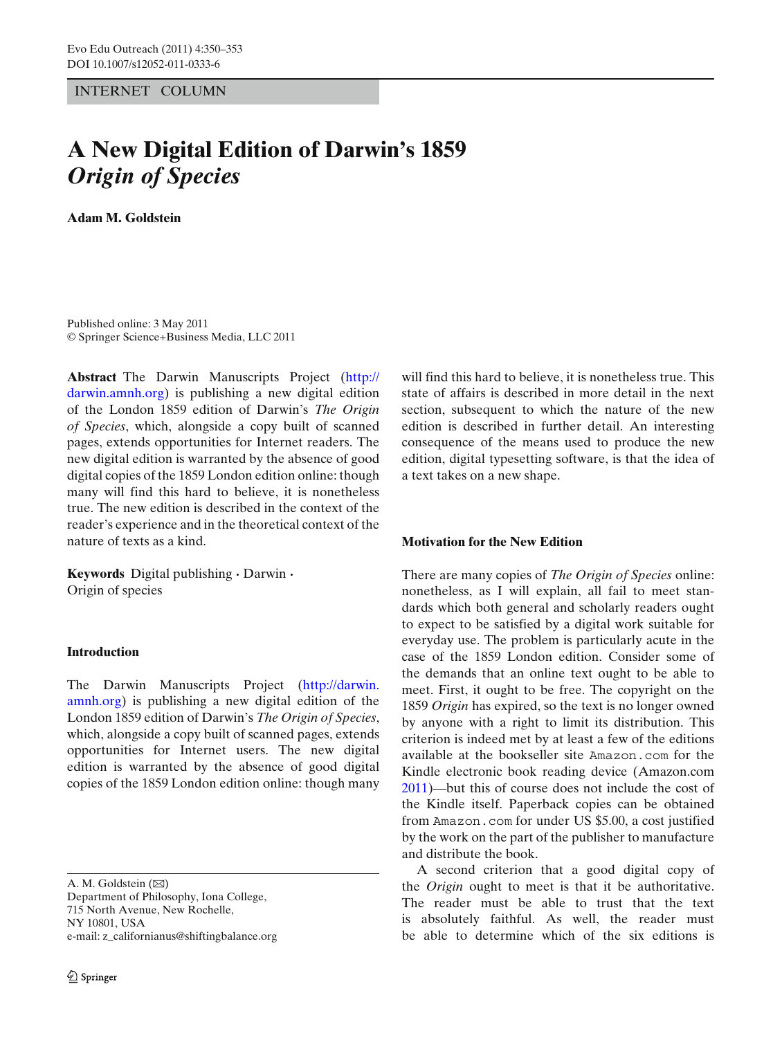INTERNET COLUMN

# A New Digital Edition of Darwin's 1859 *Origin of Species*

**Adam M. Goldstein**

Published online: 3 May 2011
© Springer Science+Business Media, LLC 2011

**Abstract** The Darwin Manuscripts Project (http://darwin.amnh.org) is publishing a new digital edition of the London 1859 edition of Darwin's *The Origin of Species*, which, alongside a copy built of scanned pages, extends opportunities for Internet readers. The new digital edition is warranted by the absence of good digital copies of the 1859 London edition online: though many will find this hard to believe, it is nonetheless true. The new edition is described in the context of the reader's experience and in the theoretical context of the nature of texts as a kind.

**Keywords** Digital publishing · Darwin · Origin of species

## Introduction

The Darwin Manuscripts Project (http://darwin.amnh.org) is publishing a new digital edition of the London 1859 edition of Darwin's *The Origin of Species*, which, alongside a copy built of scanned pages, extends opportunities for Internet users. The new digital edition is warranted by the absence of good digital copies of the 1859 London edition online: though many will find this hard to believe, it is nonetheless true. This state of affairs is described in more detail in the next section, subsequent to which the nature of the new edition is described in further detail. An interesting consequence of the means used to produce the new edition, digital typesetting software, is that the idea of a text takes on a new shape.

## Motivation for the New Edition

There are many copies of *The Origin of Species* online: nonetheless, as I will explain, all fail to meet standards which both general and scholarly readers ought to expect to be satisfied by a digital work suitable for everyday use. The problem is particularly acute in the case of the 1859 London edition. Consider some of the demands that an online text ought to be able to meet. First, it ought to be free. The copyright on the 1859 *Origin* has expired, so the text is no longer owned by anyone with a right to limit its distribution. This criterion is indeed met by at least a few of the editions available at the bookseller site Amazon.com for the Kindle electronic book reading device (Amazon.com 2011)—but this of course does not include the cost of the Kindle itself. Paperback copies can be obtained from Amazon.com for under US $5.00, a cost justified by the work on the part of the publisher to manufacture and distribute the book.

A second criterion that a good digital copy of the *Origin* ought to meet is that it be authoritative. The reader must be able to trust that the text is absolutely faithful. As well, the reader must be able to determine which of the six editions is

---

A. M. Goldstein (✉)
Department of Philosophy, Iona College,
715 North Avenue, New Rochelle,
NY 10801, USA
e-mail: z_californianus@shiftingbalance.org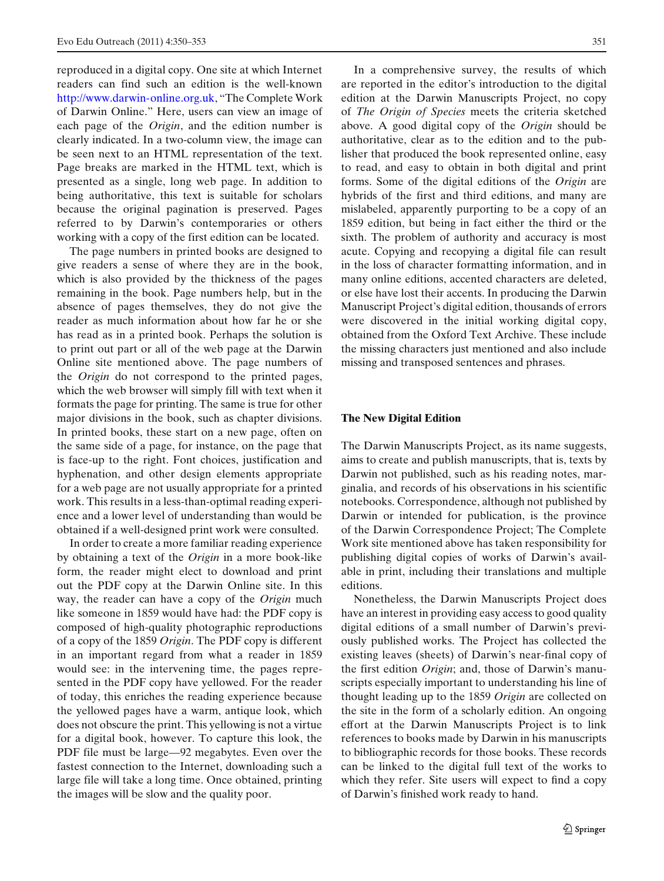reproduced in a digital copy. One site at which Internet readers can find such an edition is the well-known http://www.darwin-online.org.uk, "The Complete Work of Darwin Online." Here, users can view an image of each page of the *Origin*, and the edition number is clearly indicated. In a two-column view, the image can be seen next to an HTML representation of the text. Page breaks are marked in the HTML text, which is presented as a single, long web page. In addition to being authoritative, this text is suitable for scholars because the original pagination is preserved. Pages referred to by Darwin's contemporaries or others working with a copy of the first edition can be located.

The page numbers in printed books are designed to give readers a sense of where they are in the book, which is also provided by the thickness of the pages remaining in the book. Page numbers help, but in the absence of pages themselves, they do not give the reader as much information about how far he or she has read as in a printed book. Perhaps the solution is to print out part or all of the web page at the Darwin Online site mentioned above. The page numbers of the *Origin* do not correspond to the printed pages, which the web browser will simply fill with text when it formats the page for printing. The same is true for other major divisions in the book, such as chapter divisions. In printed books, these start on a new page, often on the same side of a page, for instance, on the page that is face-up to the right. Font choices, justification and hyphenation, and other design elements appropriate for a web page are not usually appropriate for a printed work. This results in a less-than-optimal reading experience and a lower level of understanding than would be obtained if a well-designed print work were consulted.

In order to create a more familiar reading experience by obtaining a text of the *Origin* in a more book-like form, the reader might elect to download and print out the PDF copy at the Darwin Online site. In this way, the reader can have a copy of the *Origin* much like someone in 1859 would have had: the PDF copy is composed of high-quality photographic reproductions of a copy of the 1859 *Origin*. The PDF copy is different in an important regard from what a reader in 1859 would see: in the intervening time, the pages represented in the PDF copy have yellowed. For the reader of today, this enriches the reading experience because the yellowed pages have a warm, antique look, which does not obscure the print. This yellowing is not a virtue for a digital book, however. To capture this look, the PDF file must be large—92 megabytes. Even over the fastest connection to the Internet, downloading such a large file will take a long time. Once obtained, printing the images will be slow and the quality poor.

In a comprehensive survey, the results of which are reported in the editor's introduction to the digital edition at the Darwin Manuscripts Project, no copy of *The Origin of Species* meets the criteria sketched above. A good digital copy of the *Origin* should be authoritative, clear as to the edition and to the publisher that produced the book represented online, easy to read, and easy to obtain in both digital and print forms. Some of the digital editions of the *Origin* are hybrids of the first and third editions, and many are mislabeled, apparently purporting to be a copy of an 1859 edition, but being in fact either the third or the sixth. The problem of authority and accuracy is most acute. Copying and recopying a digital file can result in the loss of character formatting information, and in many online editions, accented characters are deleted, or else have lost their accents. In producing the Darwin Manuscript Project's digital edition, thousands of errors were discovered in the initial working digital copy, obtained from the Oxford Text Archive. These include the missing characters just mentioned and also include missing and transposed sentences and phrases.

## The New Digital Edition

The Darwin Manuscripts Project, as its name suggests, aims to create and publish manuscripts, that is, texts by Darwin not published, such as his reading notes, marginalia, and records of his observations in his scientific notebooks. Correspondence, although not published by Darwin or intended for publication, is the province of the Darwin Correspondence Project; The Complete Work site mentioned above has taken responsibility for publishing digital copies of works of Darwin's available in print, including their translations and multiple editions.

Nonetheless, the Darwin Manuscripts Project does have an interest in providing easy access to good quality digital editions of a small number of Darwin's previously published works. The Project has collected the existing leaves (sheets) of Darwin's near-final copy of the first edition *Origin*; and, those of Darwin's manuscripts especially important to understanding his line of thought leading up to the 1859 *Origin* are collected on the site in the form of a scholarly edition. An ongoing effort at the Darwin Manuscripts Project is to link references to books made by Darwin in his manuscripts to bibliographic records for those books. These records can be linked to the digital full text of the works to which they refer. Site users will expect to find a copy of Darwin's finished work ready to hand.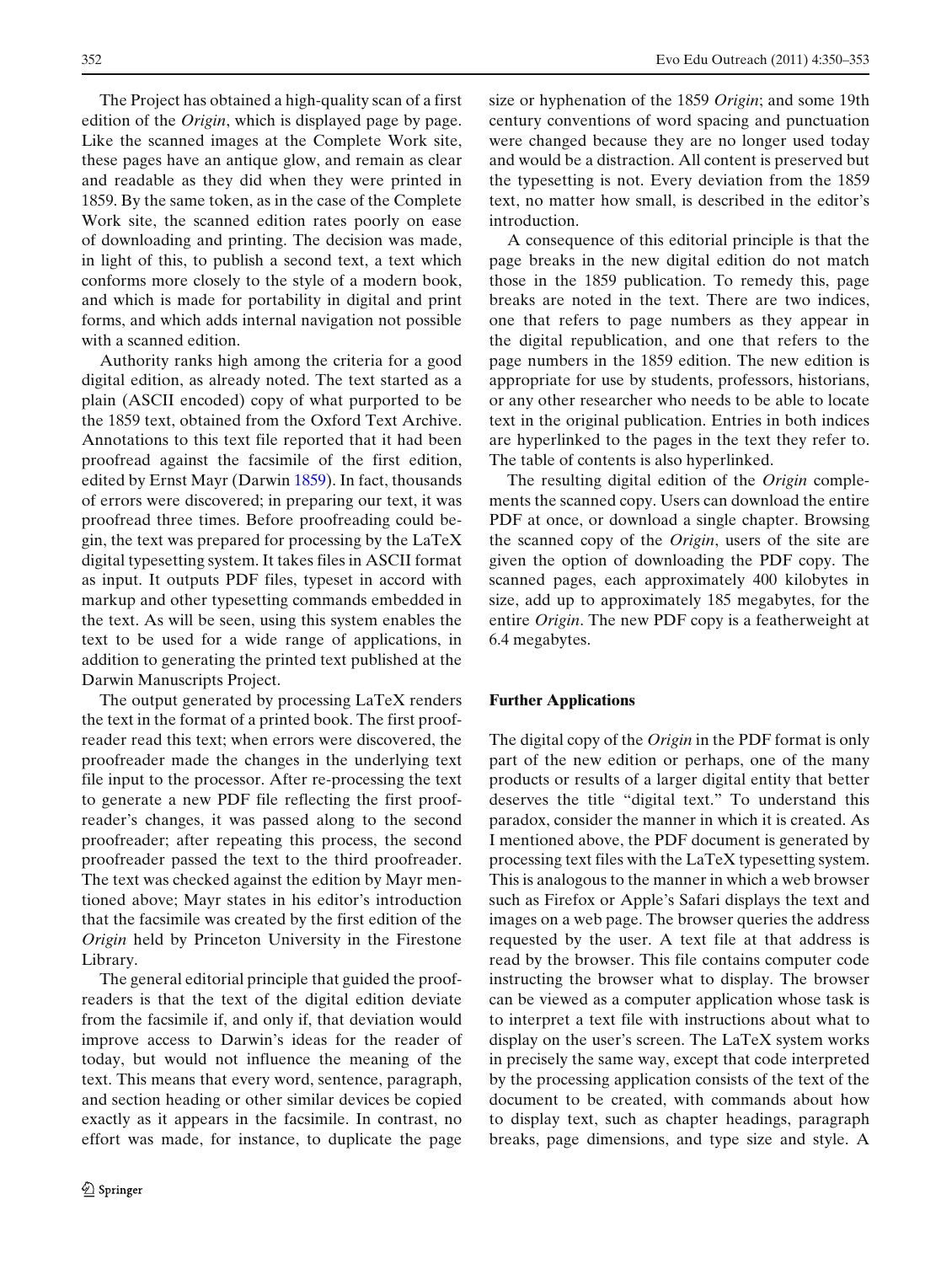The Project has obtained a high-quality scan of a first edition of the *Origin*, which is displayed page by page. Like the scanned images at the Complete Work site, these pages have an antique glow, and remain as clear and readable as they did when they were printed in 1859. By the same token, as in the case of the Complete Work site, the scanned edition rates poorly on ease of downloading and printing. The decision was made, in light of this, to publish a second text, a text which conforms more closely to the style of a modern book, and which is made for portability in digital and print forms, and which adds internal navigation not possible with a scanned edition.

Authority ranks high among the criteria for a good digital edition, as already noted. The text started as a plain (ASCII encoded) copy of what purported to be the 1859 text, obtained from the Oxford Text Archive. Annotations to this text file reported that it had been proofread against the facsimile of the first edition, edited by Ernst Mayr (Darwin 1859). In fact, thousands of errors were discovered; in preparing our text, it was proofread three times. Before proofreading could begin, the text was prepared for processing by the LaTeX digital typesetting system. It takes files in ASCII format as input. It outputs PDF files, typeset in accord with markup and other typesetting commands embedded in the text. As will be seen, using this system enables the text to be used for a wide range of applications, in addition to generating the printed text published at the Darwin Manuscripts Project.

The output generated by processing LaTeX renders the text in the format of a printed book. The first proofreader read this text; when errors were discovered, the proofreader made the changes in the underlying text file input to the processor. After re-processing the text to generate a new PDF file reflecting the first proofreader's changes, it was passed along to the second proofreader; after repeating this process, the second proofreader passed the text to the third proofreader. The text was checked against the edition by Mayr mentioned above; Mayr states in his editor's introduction that the facsimile was created by the first edition of the *Origin* held by Princeton University in the Firestone Library.

The general editorial principle that guided the proofreaders is that the text of the digital edition deviate from the facsimile if, and only if, that deviation would improve access to Darwin's ideas for the reader of today, but would not influence the meaning of the text. This means that every word, sentence, paragraph, and section heading or other similar devices be copied exactly as it appears in the facsimile. In contrast, no effort was made, for instance, to duplicate the page size or hyphenation of the 1859 *Origin*; and some 19th century conventions of word spacing and punctuation were changed because they are no longer used today and would be a distraction. All content is preserved but the typesetting is not. Every deviation from the 1859 text, no matter how small, is described in the editor's introduction.

A consequence of this editorial principle is that the page breaks in the new digital edition do not match those in the 1859 publication. To remedy this, page breaks are noted in the text. There are two indices, one that refers to page numbers as they appear in the digital republication, and one that refers to the page numbers in the 1859 edition. The new edition is appropriate for use by students, professors, historians, or any other researcher who needs to be able to locate text in the original publication. Entries in both indices are hyperlinked to the pages in the text they refer to. The table of contents is also hyperlinked.

The resulting digital edition of the *Origin* complements the scanned copy. Users can download the entire PDF at once, or download a single chapter. Browsing the scanned copy of the *Origin*, users of the site are given the option of downloading the PDF copy. The scanned pages, each approximately 400 kilobytes in size, add up to approximately 185 megabytes, for the entire *Origin*. The new PDF copy is a featherweight at 6.4 megabytes.

## Further Applications

The digital copy of the *Origin* in the PDF format is only part of the new edition or perhaps, one of the many products or results of a larger digital entity that better deserves the title "digital text." To understand this paradox, consider the manner in which it is created. As I mentioned above, the PDF document is generated by processing text files with the LaTeX typesetting system. This is analogous to the manner in which a web browser such as Firefox or Apple's Safari displays the text and images on a web page. The browser queries the address requested by the user. A text file at that address is read by the browser. This file contains computer code instructing the browser what to display. The browser can be viewed as a computer application whose task is to interpret a text file with instructions about what to display on the user's screen. The LaTeX system works in precisely the same way, except that code interpreted by the processing application consists of the text of the document to be created, with commands about how to display text, such as chapter headings, paragraph breaks, page dimensions, and type size and style. A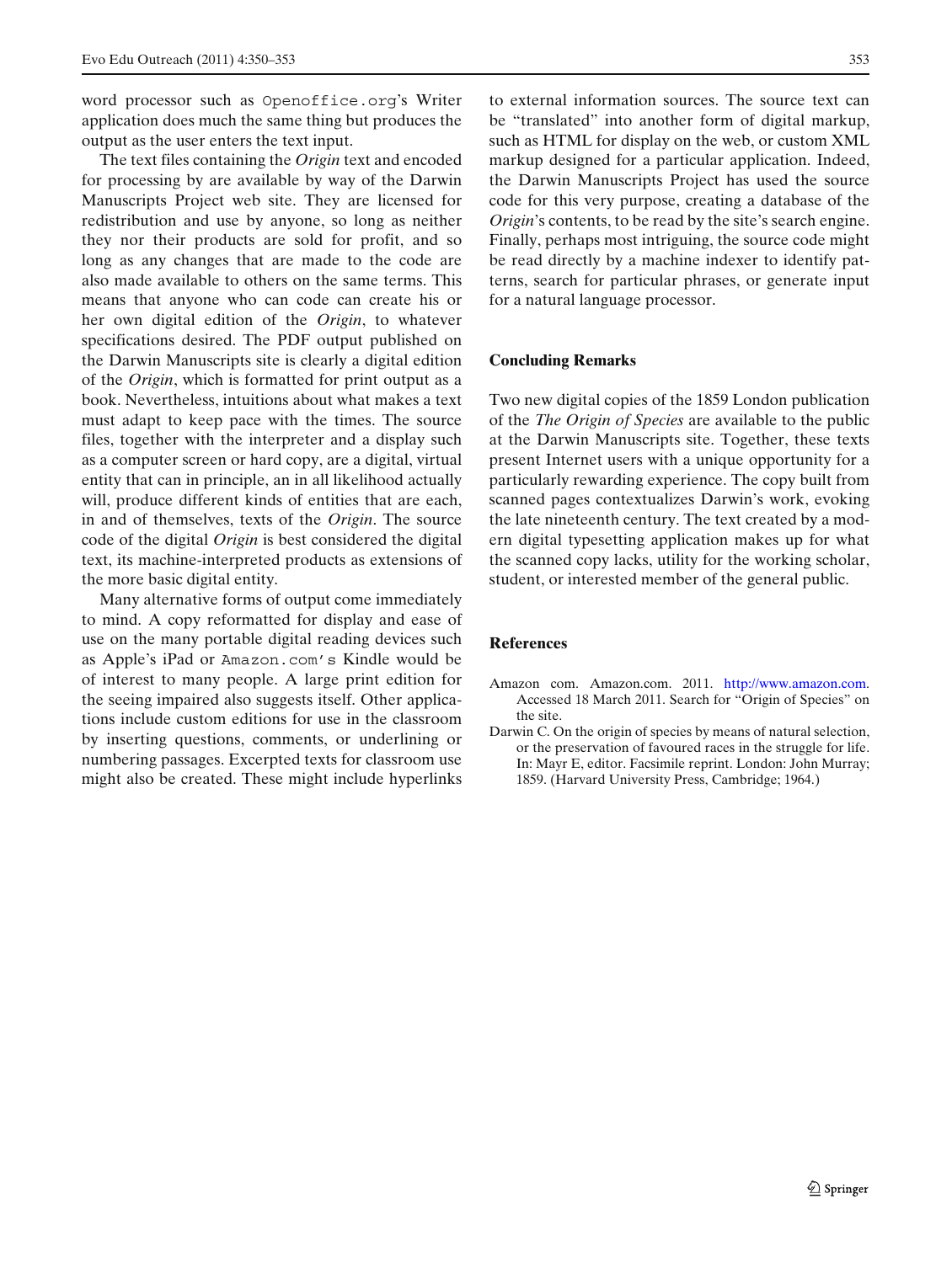word processor such as `Openoffice.org`'s Writer application does much the same thing but produces the output as the user enters the text input.

The text files containing the *Origin* text and encoded for processing by are available by way of the Darwin Manuscripts Project web site. They are licensed for redistribution and use by anyone, so long as neither they nor their products are sold for profit, and so long as any changes that are made to the code are also made available to others on the same terms. This means that anyone who can code can create his or her own digital edition of the *Origin*, to whatever specifications desired. The PDF output published on the Darwin Manuscripts site is clearly a digital edition of the *Origin*, which is formatted for print output as a book. Nevertheless, intuitions about what makes a text must adapt to keep pace with the times. The source files, together with the interpreter and a display such as a computer screen or hard copy, are a digital, virtual entity that can in principle, an in all likelihood actually will, produce different kinds of entities that are each, in and of themselves, texts of the *Origin*. The source code of the digital *Origin* is best considered the digital text, its machine-interpreted products as extensions of the more basic digital entity.

Many alternative forms of output come immediately to mind. A copy reformatted for display and ease of use on the many portable digital reading devices such as Apple's iPad or `Amazon.com's` Kindle would be of interest to many people. A large print edition for the seeing impaired also suggests itself. Other applications include custom editions for use in the classroom by inserting questions, comments, or underlining or numbering passages. Excerpted texts for classroom use might also be created. These might include hyperlinks to external information sources. The source text can be "translated" into another form of digital markup, such as HTML for display on the web, or custom XML markup designed for a particular application. Indeed, the Darwin Manuscripts Project has used the source code for this very purpose, creating a database of the *Origin*'s contents, to be read by the site's search engine. Finally, perhaps most intriguing, the source code might be read directly by a machine indexer to identify patterns, search for particular phrases, or generate input for a natural language processor.

## Concluding Remarks

Two new digital copies of the 1859 London publication of the *The Origin of Species* are available to the public at the Darwin Manuscripts site. Together, these texts present Internet users with a unique opportunity for a particularly rewarding experience. The copy built from scanned pages contextualizes Darwin's work, evoking the late nineteenth century. The text created by a modern digital typesetting application makes up for what the scanned copy lacks, utility for the working scholar, student, or interested member of the general public.

## References

Amazon com. Amazon.com. 2011. http://www.amazon.com. Accessed 18 March 2011. Search for "Origin of Species" on the site.

Darwin C. On the origin of species by means of natural selection, or the preservation of favoured races in the struggle for life. In: Mayr E, editor. Facsimile reprint. London: John Murray; 1859. (Harvard University Press, Cambridge; 1964.)